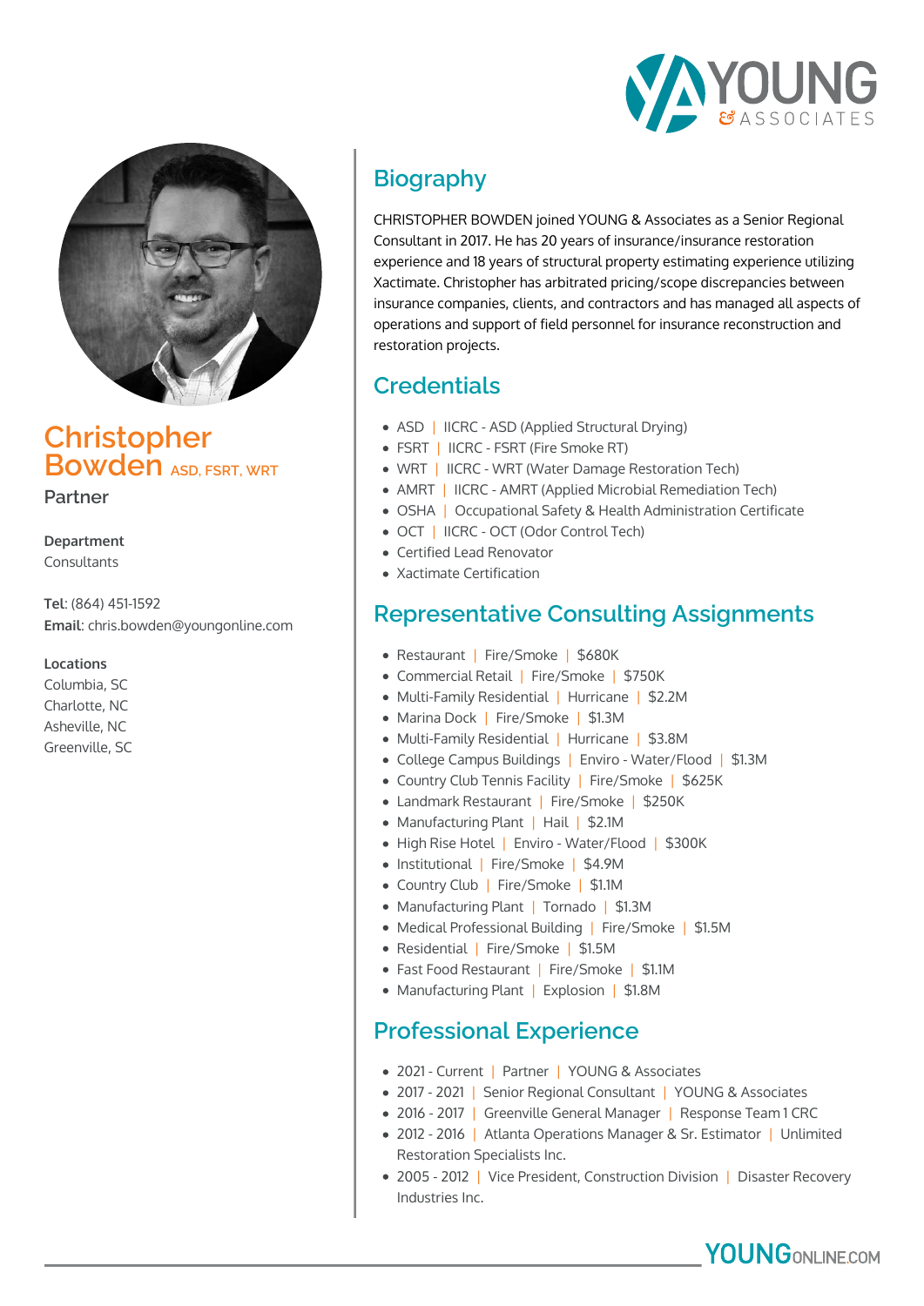# Christopher Bowden ASD, FSRT, WRT

Partner

**Department**
Consultants

**Tel**: (864) 451-1592
**Email**: chris.bowden@youngonline.com

**Locations**
Columbia, SC
Charlotte, NC
Asheville, NC
Greenville, SC

## Biography

CHRISTOPHER BOWDEN joined YOUNG & Associates as a Senior Regional Consultant in 2017. He has 20 years of insurance/insurance restoration experience and 18 years of structural property estimating experience utilizing Xactimate. Christopher has arbitrated pricing/scope discrepancies between insurance companies, clients, and contractors and has managed all aspects of operations and support of field personnel for insurance reconstruction and restoration projects.

## Credentials

- ASD | IICRC - ASD (Applied Structural Drying)
- FSRT | IICRC - FSRT (Fire Smoke RT)
- WRT | IICRC - WRT (Water Damage Restoration Tech)
- AMRT | IICRC - AMRT (Applied Microbial Remediation Tech)
- OSHA | Occupational Safety & Health Administration Certificate
- OCT | IICRC - OCT (Odor Control Tech)
- Certified Lead Renovator
- Xactimate Certification

## Representative Consulting Assignments

- Restaurant | Fire/Smoke | $680K
- Commercial Retail | Fire/Smoke | $750K
- Multi-Family Residential | Hurricane | $2.2M
- Marina Dock | Fire/Smoke | $1.3M
- Multi-Family Residential | Hurricane | $3.8M
- College Campus Buildings | Enviro - Water/Flood | $1.3M
- Country Club Tennis Facility | Fire/Smoke | $625K
- Landmark Restaurant | Fire/Smoke | $250K
- Manufacturing Plant | Hail | $2.1M
- High Rise Hotel | Enviro - Water/Flood | $300K
- Institutional | Fire/Smoke | $4.9M
- Country Club | Fire/Smoke | $1.1M
- Manufacturing Plant | Tornado | $1.3M
- Medical Professional Building | Fire/Smoke | $1.5M
- Residential | Fire/Smoke | $1.5M
- Fast Food Restaurant | Fire/Smoke | $1.1M
- Manufacturing Plant | Explosion | $1.8M

## Professional Experience

- 2021 - Current | Partner | YOUNG & Associates
- 2017 - 2021 | Senior Regional Consultant | YOUNG & Associates
- 2016 - 2017 | Greenville General Manager | Response Team 1 CRC
- 2012 - 2016 | Atlanta Operations Manager & Sr. Estimator | Unlimited Restoration Specialists Inc.
- 2005 - 2012 | Vice President, Construction Division | Disaster Recovery Industries Inc.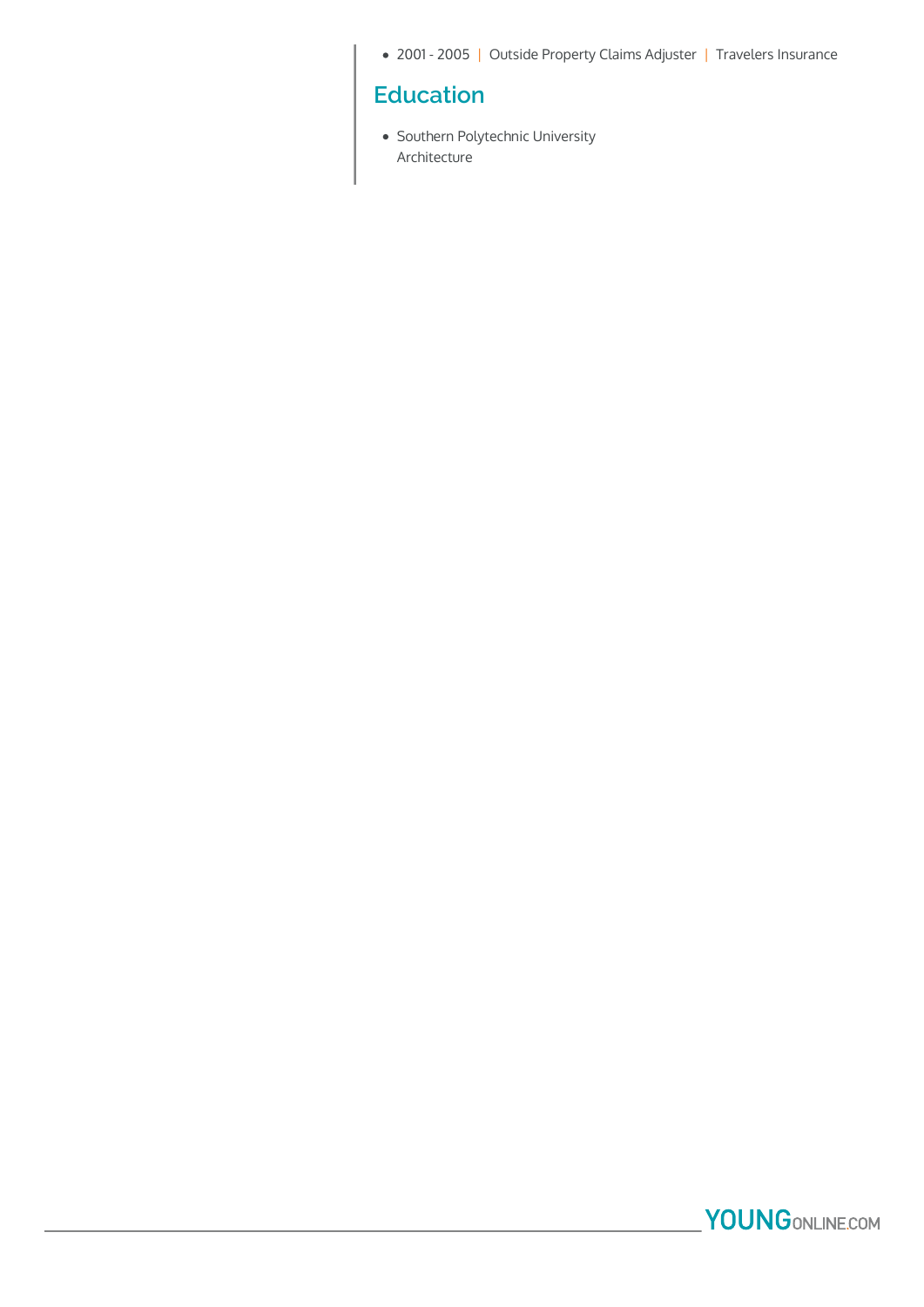- 2001 - 2005 | Outside Property Claims Adjuster | Travelers Insurance

## Education

- Southern Polytechnic University
  Architecture